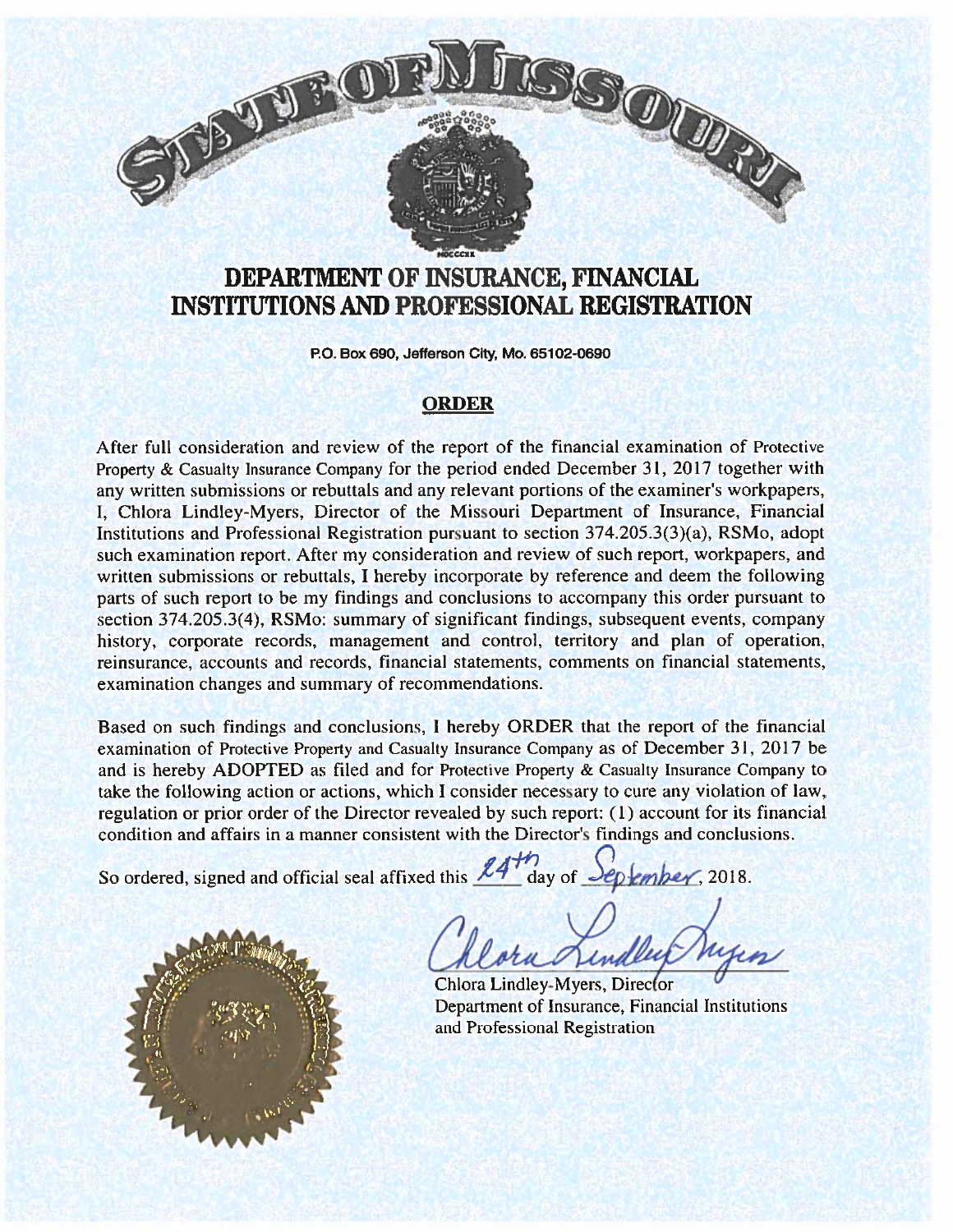# STATE OF MISSOURI

## DEPARTMENT OF INSURANCE, FINANCIAL INSTITUTIONS AND PROFESSIONAL REGISTRATION

P.O. Box 690, Jefferson City, Mo. 65102-0690

### ORDER

After full consideration and review of the report of the financial examination of Protective Property & Casualty Insurance Company for the period ended December 31, 2017 together with any written submissions or rebuttals and any relevant portions of the examiner's workpapers, I, Chlora Lindley-Myers, Director of the Missouri Department of Insurance, Financial Institutions and Professional Registration pursuant to section 374.205.3(3)(a), RSMo, adopt such examination report. After my consideration and review of such report, workpapers, and written submissions or rebuttals, I hereby incorporate by reference and deem the following parts of such report to be my findings and conclusions to accompany this order pursuant to section 374.205.3(4), RSMo: summary of significant findings, subsequent events, company history, corporate records, management and control, territory and plan of operation, reinsurance, accounts and records, financial statements, comments on financial statements, examination changes and summary of recommendations.

Based on such findings and conclusions, I hereby ORDER that the report of the financial examination of Protective Property and Casualty Insurance Company as of December 31, 2017 be and is hereby ADOPTED as filed and for Protective Property & Casualty Insurance Company to take the following action or actions, which I consider necessary to cure any violation of law, regulation or prior order of the Director revealed by such report: (1) account for its financial condition and affairs in a manner consistent with the Director's findings and conclusions.

So ordered, signed and official seal affixed this 24th day of September, 2018.

Chlora Lindley-Myers, Director
Department of Insurance, Financial Institutions and Professional Registration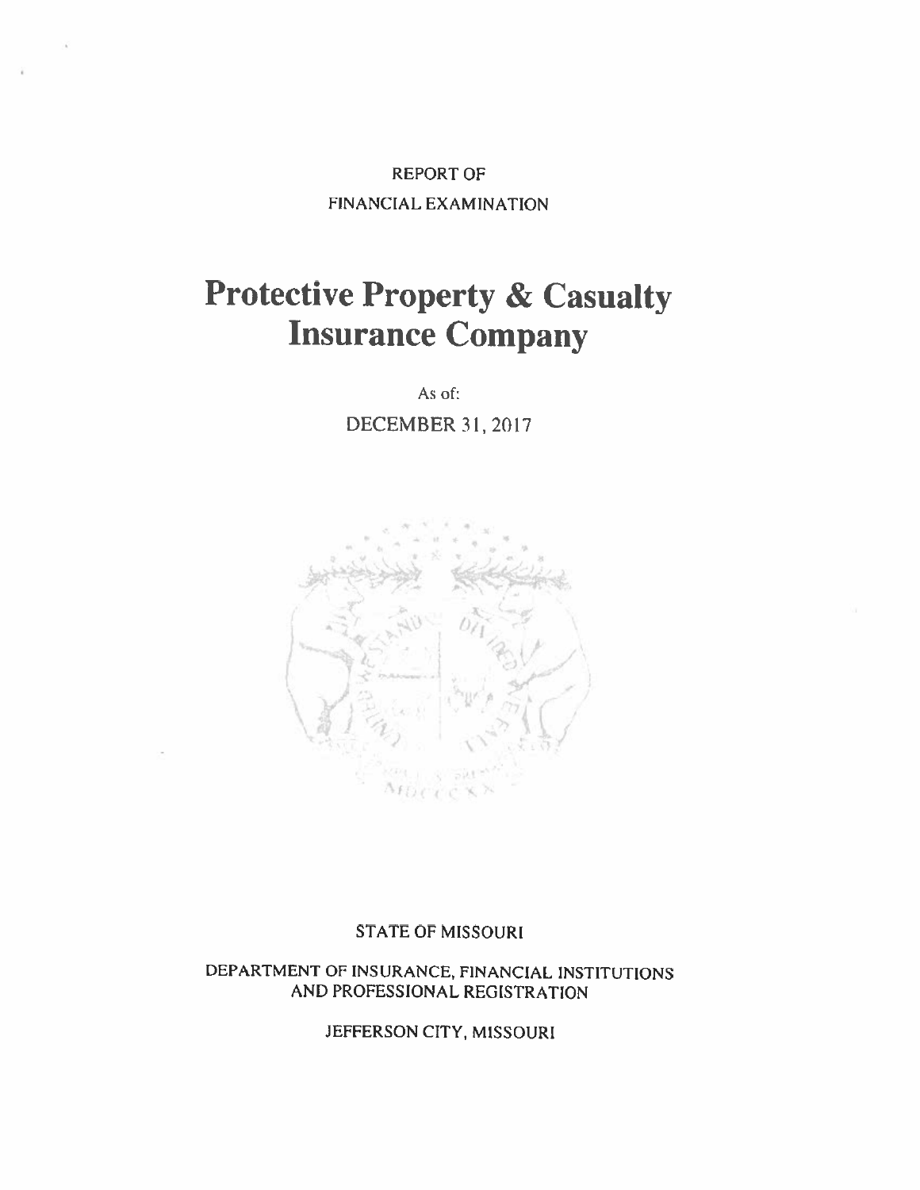REPORT OF

FINANCIAL EXAMINATION

# Protective Property & Casualty Insurance Company

As of:

DECEMBER 31, 2017

STATE OF MISSOURI

DEPARTMENT OF INSURANCE, FINANCIAL INSTITUTIONS AND PROFESSIONAL REGISTRATION

JEFFERSON CITY, MISSOURI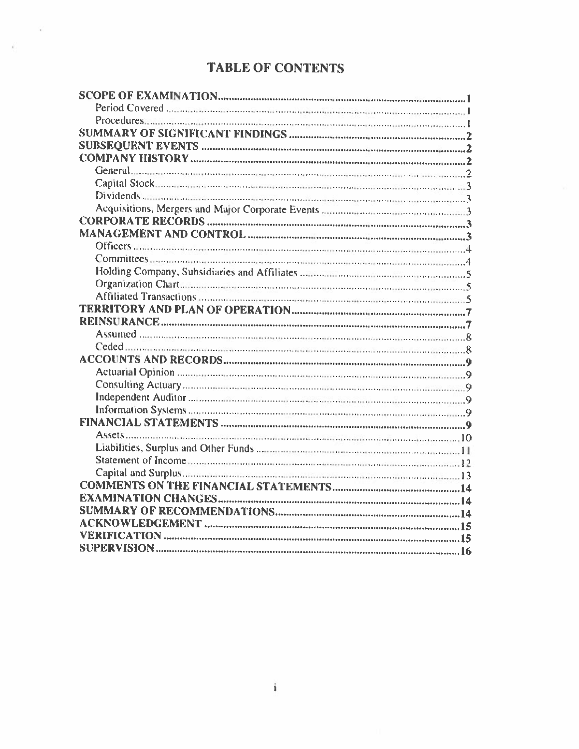# TABLE OF CONTENTS

**SCOPE OF EXAMINATION** .......... **1**
- Period Covered .......... 1
- Procedures .......... 1

**SUMMARY OF SIGNIFICANT FINDINGS** .......... **2**

**SUBSEQUENT EVENTS** .......... **2**

**COMPANY HISTORY** .......... **2**
- General .......... 2
- Capital Stock .......... 3
- Dividends .......... 3
- Acquisitions, Mergers and Major Corporate Events .......... 3

**CORPORATE RECORDS** .......... **3**

**MANAGEMENT AND CONTROL** .......... **3**
- Officers .......... 4
- Committees .......... 4
- Holding Company, Subsidiaries and Affiliates .......... 5
- Organization Chart .......... 5
- Affiliated Transactions .......... 5

**TERRITORY AND PLAN OF OPERATION** .......... **7**

**REINSURANCE** .......... **7**
- Assumed .......... 8
- Ceded .......... 8

**ACCOUNTS AND RECORDS** .......... **9**
- Actuarial Opinion .......... 9
- Consulting Actuary .......... 9
- Independent Auditor .......... 9
- Information Systems .......... 9

**FINANCIAL STATEMENTS** .......... **9**
- Assets .......... 10
- Liabilities, Surplus and Other Funds .......... 11
- Statement of Income .......... 12
- Capital and Surplus .......... 13

**COMMENTS ON THE FINANCIAL STATEMENTS** .......... **14**

**EXAMINATION CHANGES** .......... **14**

**SUMMARY OF RECOMMENDATIONS** .......... **14**

**ACKNOWLEDGEMENT** .......... **15**

**VERIFICATION** .......... **15**

**SUPERVISION** .......... **16**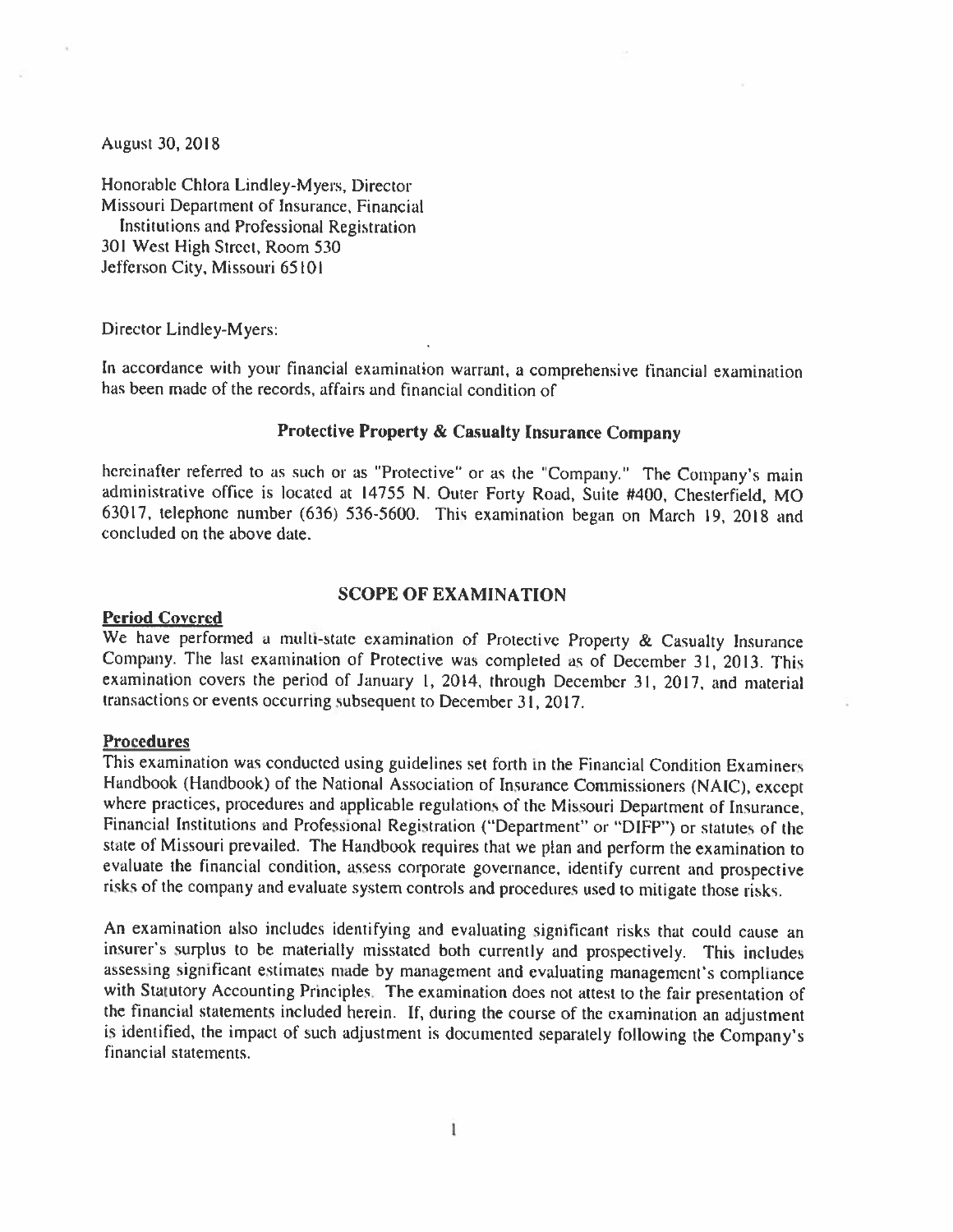August 30, 2018

Honorable Chlora Lindley-Myers, Director
Missouri Department of Insurance, Financial
Institutions and Professional Registration
301 West High Street, Room 530
Jefferson City, Missouri 65101

Director Lindley-Myers:

In accordance with your financial examination warrant, a comprehensive financial examination has been made of the records, affairs and financial condition of

**Protective Property & Casualty Insurance Company**

hereinafter referred to as such or as "Protective" or as the "Company." The Company's main administrative office is located at 14755 N. Outer Forty Road, Suite #400, Chesterfield, MO 63017, telephone number (636) 536-5600. This examination began on March 19, 2018 and concluded on the above date.

## SCOPE OF EXAMINATION

### Period Covered

We have performed a multi-state examination of Protective Property & Casualty Insurance Company. The last examination of Protective was completed as of December 31, 2013. This examination covers the period of January 1, 2014, through December 31, 2017, and material transactions or events occurring subsequent to December 31, 2017.

### Procedures

This examination was conducted using guidelines set forth in the Financial Condition Examiners Handbook (Handbook) of the National Association of Insurance Commissioners (NAIC), except where practices, procedures and applicable regulations of the Missouri Department of Insurance, Financial Institutions and Professional Registration ("Department" or "DIFP") or statutes of the state of Missouri prevailed. The Handbook requires that we plan and perform the examination to evaluate the financial condition, assess corporate governance, identify current and prospective risks of the company and evaluate system controls and procedures used to mitigate those risks.

An examination also includes identifying and evaluating significant risks that could cause an insurer's surplus to be materially misstated both currently and prospectively. This includes assessing significant estimates made by management and evaluating management's compliance with Statutory Accounting Principles. The examination does not attest to the fair presentation of the financial statements included herein. If, during the course of the examination an adjustment is identified, the impact of such adjustment is documented separately following the Company's financial statements.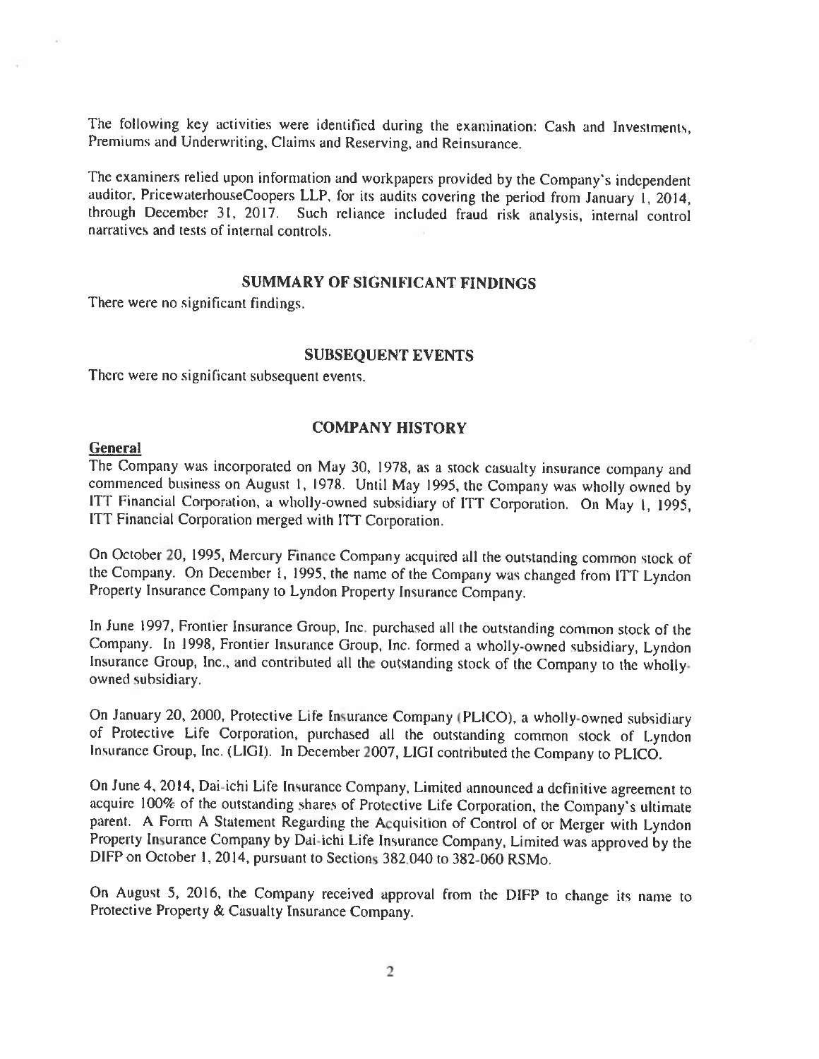The following key activities were identified during the examination: Cash and Investments, Premiums and Underwriting, Claims and Reserving, and Reinsurance.

The examiners relied upon information and workpapers provided by the Company's independent auditor, PricewaterhouseCoopers LLP, for its audits covering the period from January 1, 2014, through December 31, 2017. Such reliance included fraud risk analysis, internal control narratives and tests of internal controls.

## SUMMARY OF SIGNIFICANT FINDINGS

There were no significant findings.

## SUBSEQUENT EVENTS

There were no significant subsequent events.

## COMPANY HISTORY

### General

The Company was incorporated on May 30, 1978, as a stock casualty insurance company and commenced business on August 1, 1978. Until May 1995, the Company was wholly owned by ITT Financial Corporation, a wholly-owned subsidiary of ITT Corporation. On May 1, 1995, ITT Financial Corporation merged with ITT Corporation.

On October 20, 1995, Mercury Finance Company acquired all the outstanding common stock of the Company. On December 1, 1995, the name of the Company was changed from ITT Lyndon Property Insurance Company to Lyndon Property Insurance Company.

In June 1997, Frontier Insurance Group, Inc. purchased all the outstanding common stock of the Company. In 1998, Frontier Insurance Group, Inc. formed a wholly-owned subsidiary, Lyndon Insurance Group, Inc., and contributed all the outstanding stock of the Company to the wholly-owned subsidiary.

On January 20, 2000, Protective Life Insurance Company (PLICO), a wholly-owned subsidiary of Protective Life Corporation, purchased all the outstanding common stock of Lyndon Insurance Group, Inc. (LIGI). In December 2007, LIGI contributed the Company to PLICO.

On June 4, 2014, Dai-ichi Life Insurance Company, Limited announced a definitive agreement to acquire 100% of the outstanding shares of Protective Life Corporation, the Company's ultimate parent. A Form A Statement Regarding the Acquisition of Control of or Merger with Lyndon Property Insurance Company by Dai-ichi Life Insurance Company, Limited was approved by the DIFP on October 1, 2014, pursuant to Sections 382.040 to 382.060 RSMo.

On August 5, 2016, the Company received approval from the DIFP to change its name to Protective Property & Casualty Insurance Company.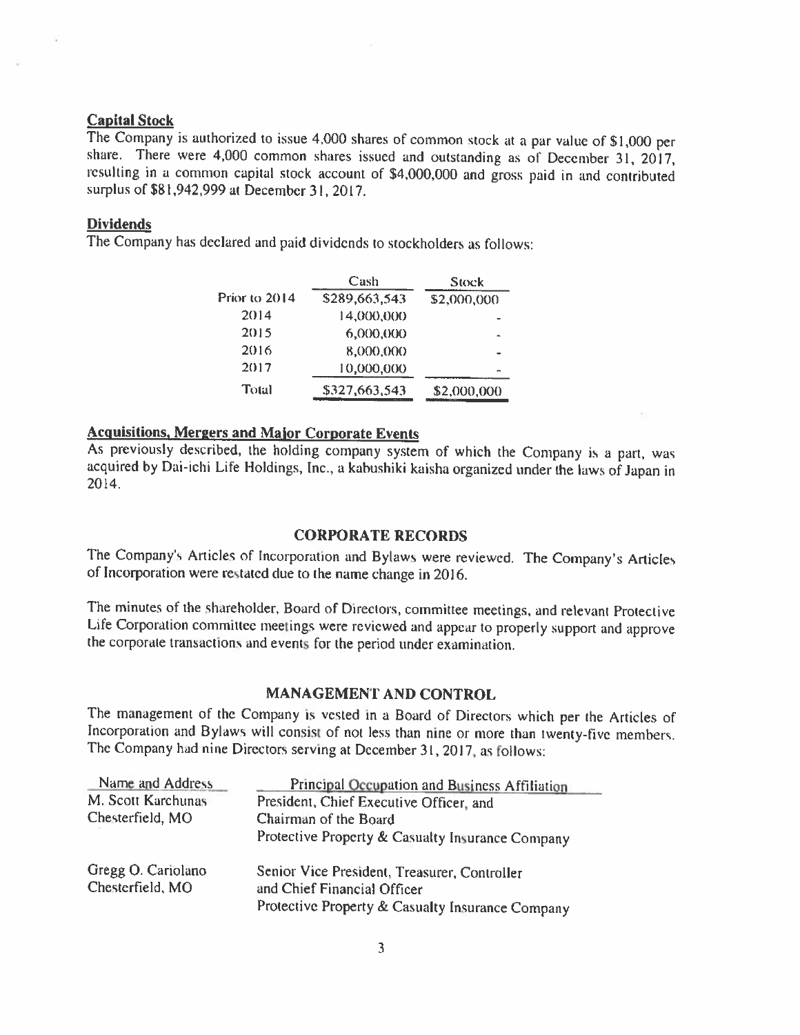## Capital Stock

The Company is authorized to issue 4,000 shares of common stock at a par value of $1,000 per share. There were 4,000 common shares issued and outstanding as of December 31, 2017, resulting in a common capital stock account of $4,000,000 and gross paid in and contributed surplus of $81,942,999 at December 31, 2017.

## Dividends

The Company has declared and paid dividends to stockholders as follows:

| | Cash | Stock |
|---|---|---|
| Prior to 2014 | $289,663,543 | $2,000,000 |
| 2014 | 14,000,000 | - |
| 2015 | 6,000,000 | - |
| 2016 | 8,000,000 | - |
| 2017 | 10,000,000 | - |
| Total | $327,663,543 | $2,000,000 |

## Acquisitions, Mergers and Major Corporate Events

As previously described, the holding company system of which the Company is a part, was acquired by Dai-ichi Life Holdings, Inc., a kabushiki kaisha organized under the laws of Japan in 2014.

# CORPORATE RECORDS

The Company's Articles of Incorporation and Bylaws were reviewed. The Company's Articles of Incorporation were restated due to the name change in 2016.

The minutes of the shareholder, Board of Directors, committee meetings, and relevant Protective Life Corporation committee meetings were reviewed and appear to properly support and approve the corporate transactions and events for the period under examination.

# MANAGEMENT AND CONTROL

The management of the Company is vested in a Board of Directors which per the Articles of Incorporation and Bylaws will consist of not less than nine or more than twenty-five members. The Company had nine Directors serving at December 31, 2017, as follows:

| Name and Address | Principal Occupation and Business Affiliation |
|---|---|
| M. Scott Karchunas<br>Chesterfield, MO | President, Chief Executive Officer, and<br>Chairman of the Board<br>Protective Property & Casualty Insurance Company |
| Gregg O. Cariolano<br>Chesterfield, MO | Senior Vice President, Treasurer, Controller<br>and Chief Financial Officer<br>Protective Property & Casualty Insurance Company |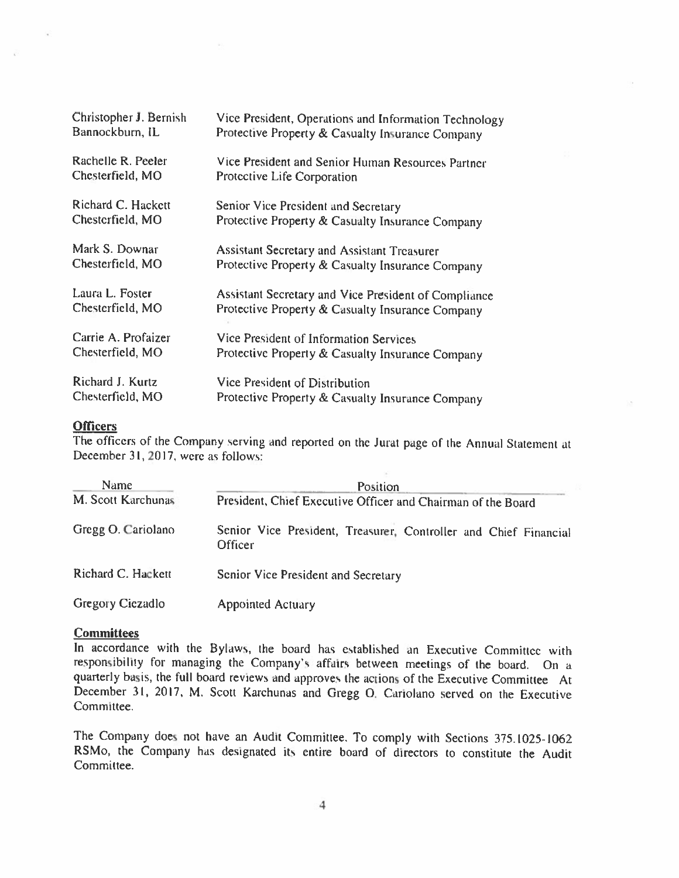| | |
|---|---|
| Christopher J. Bernish<br>Bannockburn, IL | Vice President, Operations and Information Technology<br>Protective Property & Casualty Insurance Company |
| Rachelle R. Peeler<br>Chesterfield, MO | Vice President and Senior Human Resources Partner<br>Protective Life Corporation |
| Richard C. Hackett<br>Chesterfield, MO | Senior Vice President and Secretary<br>Protective Property & Casualty Insurance Company |
| Mark S. Downar<br>Chesterfield, MO | Assistant Secretary and Assistant Treasurer<br>Protective Property & Casualty Insurance Company |
| Laura L. Foster<br>Chesterfield, MO | Assistant Secretary and Vice President of Compliance<br>Protective Property & Casualty Insurance Company |
| Carrie A. Profaizer<br>Chesterfield, MO | Vice President of Information Services<br>Protective Property & Casualty Insurance Company |
| Richard J. Kurtz<br>Chesterfield, MO | Vice President of Distribution<br>Protective Property & Casualty Insurance Company |

**Officers**

The officers of the Company serving and reported on the Jurat page of the Annual Statement at December 31, 2017, were as follows:

| Name | Position |
|---|---|
| M. Scott Karchunas | President, Chief Executive Officer and Chairman of the Board |
| Gregg O. Cariolano | Senior Vice President, Treasurer, Controller and Chief Financial Officer |
| Richard C. Hackett | Senior Vice President and Secretary |
| Gregory Ciezadlo | Appointed Actuary |

**Committees**

In accordance with the Bylaws, the board has established an Executive Committee with responsibility for managing the Company's affairs between meetings of the board. On a quarterly basis, the full board reviews and approves the actions of the Executive Committee At December 31, 2017, M. Scott Karchunas and Gregg O. Cariolano served on the Executive Committee.

The Company does not have an Audit Committee. To comply with Sections 375.1025-1062 RSMo, the Company has designated its entire board of directors to constitute the Audit Committee.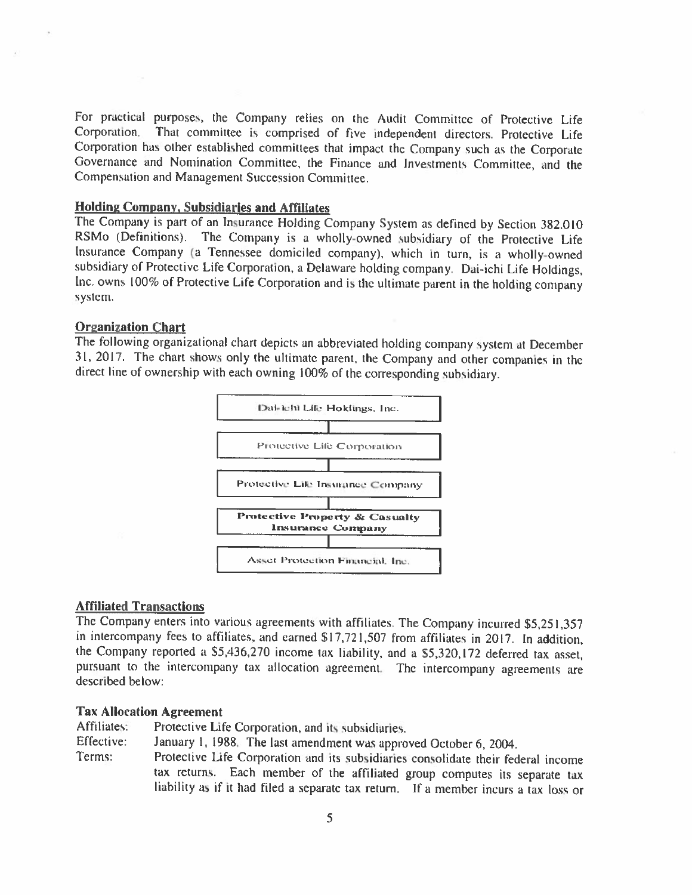For practical purposes, the Company relies on the Audit Committee of Protective Life Corporation. That committee is comprised of five independent directors. Protective Life Corporation has other established committees that impact the Company such as the Corporate Governance and Nomination Committee, the Finance and Investments Committee, and the Compensation and Management Succession Committee.

## Holding Company, Subsidiaries and Affiliates

The Company is part of an Insurance Holding Company System as defined by Section 382.010 RSMo (Definitions). The Company is a wholly-owned subsidiary of the Protective Life Insurance Company (a Tennessee domiciled company), which in turn, is a wholly-owned subsidiary of Protective Life Corporation, a Delaware holding company. Dai-ichi Life Holdings, Inc. owns 100% of Protective Life Corporation and is the ultimate parent in the holding company system.

## Organization Chart

The following organizational chart depicts an abbreviated holding company system at December 31, 2017. The chart shows only the ultimate parent, the Company and other companies in the direct line of ownership with each owning 100% of the corresponding subsidiary.

Dai-ichi Life Holdings, Inc.

Protective Life Corporation

Protective Life Insurance Company

**Protective Property & Casualty Insurance Company**

Asset Protection Financial, Inc.

## Affiliated Transactions

The Company enters into various agreements with affiliates. The Company incurred $5,251,357 in intercompany fees to affiliates, and earned $17,721,507 from affiliates in 2017. In addition, the Company reported a $5,436,270 income tax liability, and a $5,320,172 deferred tax asset, pursuant to the intercompany tax allocation agreement. The intercompany agreements are described below:

### Tax Allocation Agreement

Affiliates: Protective Life Corporation, and its subsidiaries.

Effective: January 1, 1988. The last amendment was approved October 6, 2004.

Terms: Protective Life Corporation and its subsidiaries consolidate their federal income tax returns. Each member of the affiliated group computes its separate tax liability as if it had filed a separate tax return. If a member incurs a tax loss or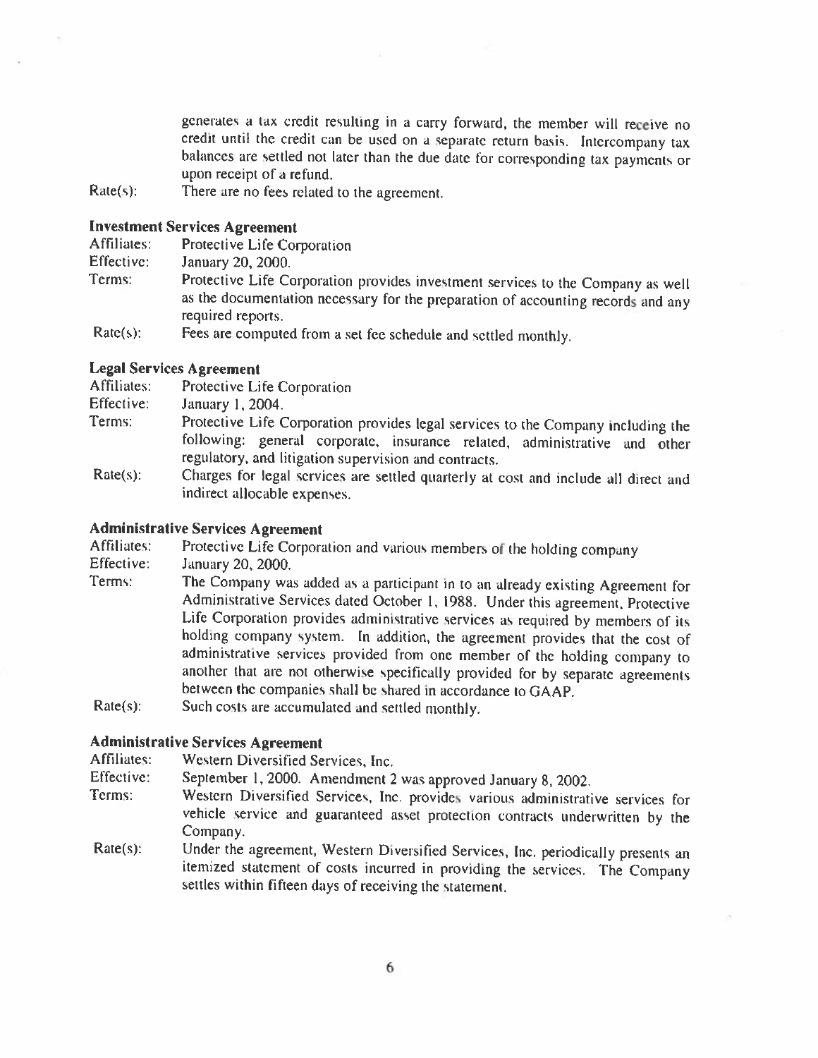generates a tax credit resulting in a carry forward, the member will receive no credit until the credit can be used on a separate return basis. Intercompany tax balances are settled not later than the due date for corresponding tax payments or upon receipt of a refund.

Rate(s): There are no fees related to the agreement.

**Investment Services Agreement**

Affiliates: Protective Life Corporation

Effective: January 20, 2000.

Terms: Protective Life Corporation provides investment services to the Company as well as the documentation necessary for the preparation of accounting records and any required reports.

Rate(s): Fees are computed from a set fee schedule and settled monthly.

**Legal Services Agreement**

Affiliates: Protective Life Corporation

Effective: January 1, 2004.

Terms: Protective Life Corporation provides legal services to the Company including the following: general corporate, insurance related, administrative and other regulatory, and litigation supervision and contracts.

Rate(s): Charges for legal services are settled quarterly at cost and include all direct and indirect allocable expenses.

**Administrative Services Agreement**

Affiliates: Protective Life Corporation and various members of the holding company

Effective: January 20, 2000.

Terms: The Company was added as a participant in to an already existing Agreement for Administrative Services dated October 1, 1988. Under this agreement, Protective Life Corporation provides administrative services as required by members of its holding company system. In addition, the agreement provides that the cost of administrative services provided from one member of the holding company to another that are not otherwise specifically provided for by separate agreements between the companies shall be shared in accordance to GAAP.

Rate(s): Such costs are accumulated and settled monthly.

**Administrative Services Agreement**

Affiliates: Western Diversified Services, Inc.

Effective: September 1, 2000. Amendment 2 was approved January 8, 2002.

Terms: Western Diversified Services, Inc. provides various administrative services for vehicle service and guaranteed asset protection contracts underwritten by the Company.

Rate(s): Under the agreement, Western Diversified Services, Inc. periodically presents an itemized statement of costs incurred in providing the services. The Company settles within fifteen days of receiving the statement.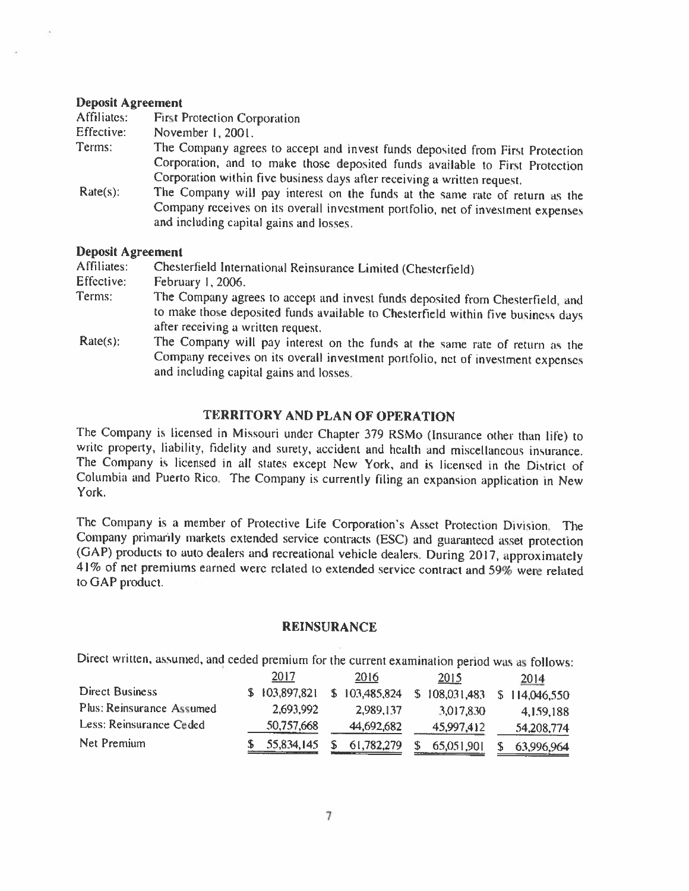**Deposit Agreement**

Affiliates: First Protection Corporation

Effective: November 1, 2001.

Terms: The Company agrees to accept and invest funds deposited from First Protection Corporation, and to make those deposited funds available to First Protection Corporation within five business days after receiving a written request.

Rate(s): The Company will pay interest on the funds at the same rate of return as the Company receives on its overall investment portfolio, net of investment expenses and including capital gains and losses.

**Deposit Agreement**

Affiliates: Chesterfield International Reinsurance Limited (Chesterfield)

Effective: February 1, 2006.

Terms: The Company agrees to accept and invest funds deposited from Chesterfield, and to make those deposited funds available to Chesterfield within five business days after receiving a written request.

Rate(s): The Company will pay interest on the funds at the same rate of return as the Company receives on its overall investment portfolio, net of investment expenses and including capital gains and losses.

## TERRITORY AND PLAN OF OPERATION

The Company is licensed in Missouri under Chapter 379 RSMo (Insurance other than life) to write property, liability, fidelity and surety, accident and health and miscellaneous insurance. The Company is licensed in all states except New York, and is licensed in the District of Columbia and Puerto Rico. The Company is currently filing an expansion application in New York.

The Company is a member of Protective Life Corporation's Asset Protection Division. The Company primarily markets extended service contracts (ESC) and guaranteed asset protection (GAP) products to auto dealers and recreational vehicle dealers. During 2017, approximately 41% of net premiums earned were related to extended service contract and 59% were related to GAP product.

## REINSURANCE

Direct written, assumed, and ceded premium for the current examination period was as follows:

| | 2017 | 2016 | 2015 | 2014 |
|---|---|---|---|---|
| Direct Business | $ 103,897,821 | $ 103,485,824 | $ 108,031,483 | $ 114,046,550 |
| Plus: Reinsurance Assumed | 2,693,992 | 2,989,137 | 3,017,830 | 4,159,188 |
| Less: Reinsurance Ceded | 50,757,668 | 44,692,682 | 45,997,412 | 54,208,774 |
| Net Premium | $ 55,834,145 | $ 61,782,279 | $ 65,051,901 | $ 63,996,964 |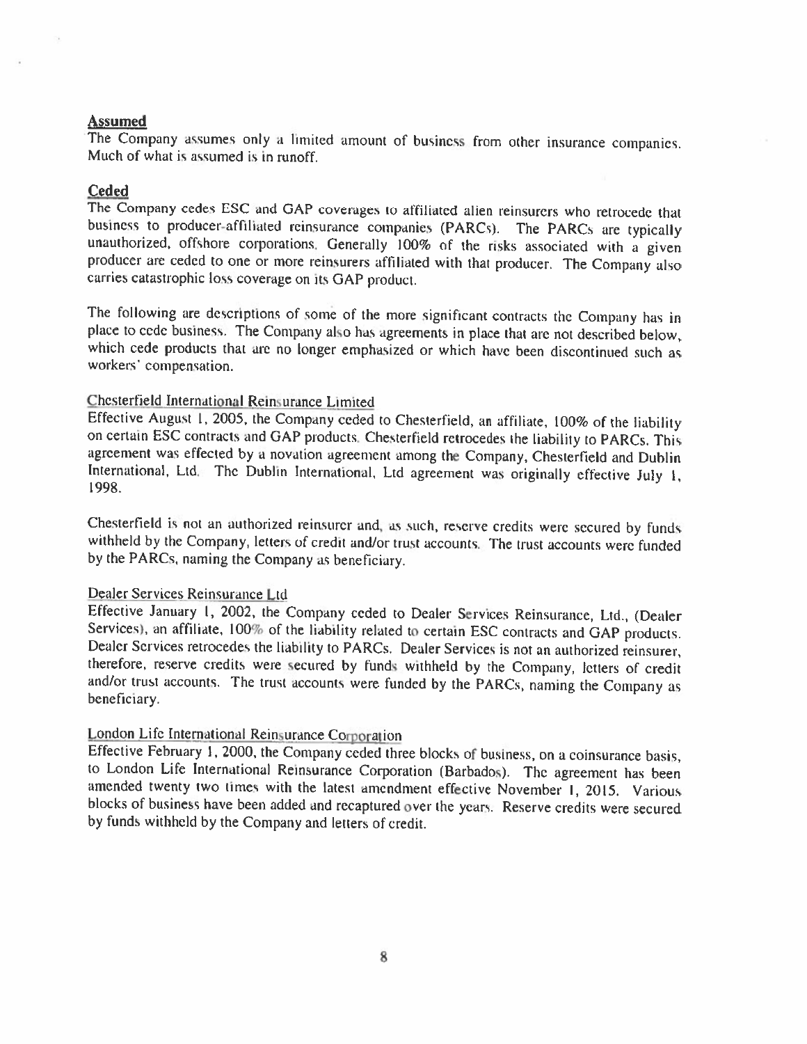## Assumed

The Company assumes only a limited amount of business from other insurance companies. Much of what is assumed is in runoff.

## Ceded

The Company cedes ESC and GAP coverages to affiliated alien reinsurers who retrocede that business to producer-affiliated reinsurance companies (PARCs). The PARCs are typically unauthorized, offshore corporations. Generally 100% of the risks associated with a given producer are ceded to one or more reinsurers affiliated with that producer. The Company also carries catastrophic loss coverage on its GAP product.

The following are descriptions of some of the more significant contracts the Company has in place to cede business. The Company also has agreements in place that are not described below, which cede products that are no longer emphasized or which have been discontinued such as workers' compensation.

### Chesterfield International Reinsurance Limited

Effective August 1, 2005, the Company ceded to Chesterfield, an affiliate, 100% of the liability on certain ESC contracts and GAP products. Chesterfield retrocedes the liability to PARCs. This agreement was effected by a novation agreement among the Company, Chesterfield and Dublin International, Ltd. The Dublin International, Ltd agreement was originally effective July 1, 1998.

Chesterfield is not an authorized reinsurer and, as such, reserve credits were secured by funds withheld by the Company, letters of credit and/or trust accounts. The trust accounts were funded by the PARCs, naming the Company as beneficiary.

### Dealer Services Reinsurance Ltd

Effective January 1, 2002, the Company ceded to Dealer Services Reinsurance, Ltd., (Dealer Services), an affiliate, 100% of the liability related to certain ESC contracts and GAP products. Dealer Services retrocedes the liability to PARCs. Dealer Services is not an authorized reinsurer, therefore, reserve credits were secured by funds withheld by the Company, letters of credit and/or trust accounts. The trust accounts were funded by the PARCs, naming the Company as beneficiary.

### London Life International Reinsurance Corporation

Effective February 1, 2000, the Company ceded three blocks of business, on a coinsurance basis, to London Life International Reinsurance Corporation (Barbados). The agreement has been amended twenty two times with the latest amendment effective November 1, 2015. Various blocks of business have been added and recaptured over the years. Reserve credits were secured by funds withheld by the Company and letters of credit.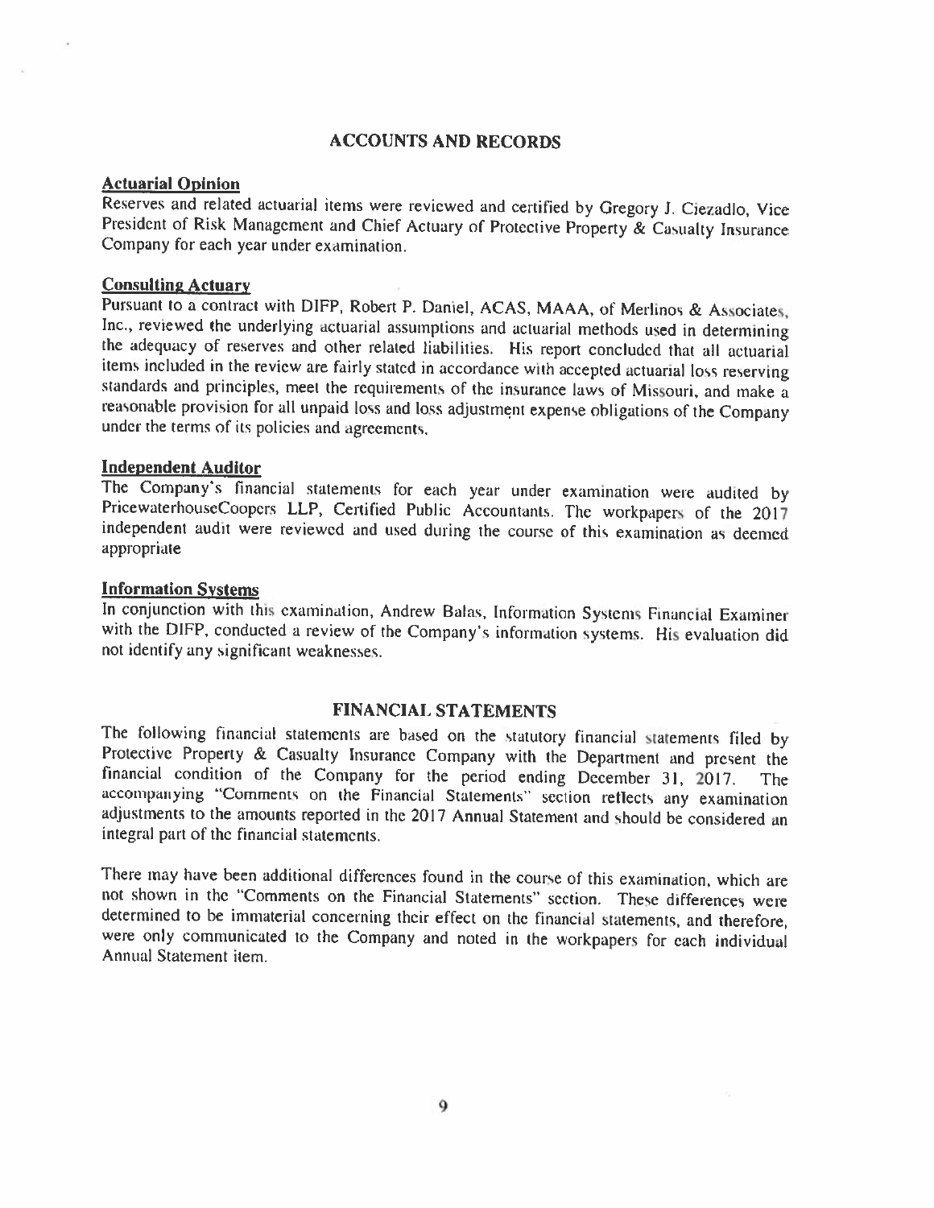## ACCOUNTS AND RECORDS

### Actuarial Opinion

Reserves and related actuarial items were reviewed and certified by Gregory J. Ciezadlo, Vice President of Risk Management and Chief Actuary of Protective Property & Casualty Insurance Company for each year under examination.

### Consulting Actuary

Pursuant to a contract with DIFP, Robert P. Daniel, ACAS, MAAA, of Merlinos & Associates, Inc., reviewed the underlying actuarial assumptions and actuarial methods used in determining the adequacy of reserves and other related liabilities. His report concluded that all actuarial items included in the review are fairly stated in accordance with accepted actuarial loss reserving standards and principles, meet the requirements of the insurance laws of Missouri, and make a reasonable provision for all unpaid loss and loss adjustment expense obligations of the Company under the terms of its policies and agreements.

### Independent Auditor

The Company's financial statements for each year under examination were audited by PricewaterhouseCoopers LLP, Certified Public Accountants. The workpapers of the 2017 independent audit were reviewed and used during the course of this examination as deemed appropriate

### Information Systems

In conjunction with this examination, Andrew Balas, Information Systems Financial Examiner with the DIFP, conducted a review of the Company's information systems. His evaluation did not identify any significant weaknesses.

## FINANCIAL STATEMENTS

The following financial statements are based on the statutory financial statements filed by Protective Property & Casualty Insurance Company with the Department and present the financial condition of the Company for the period ending December 31, 2017. The accompanying "Comments on the Financial Statements" section reflects any examination adjustments to the amounts reported in the 2017 Annual Statement and should be considered an integral part of the financial statements.

There may have been additional differences found in the course of this examination, which are not shown in the "Comments on the Financial Statements" section. These differences were determined to be immaterial concerning their effect on the financial statements, and therefore, were only communicated to the Company and noted in the workpapers for each individual Annual Statement item.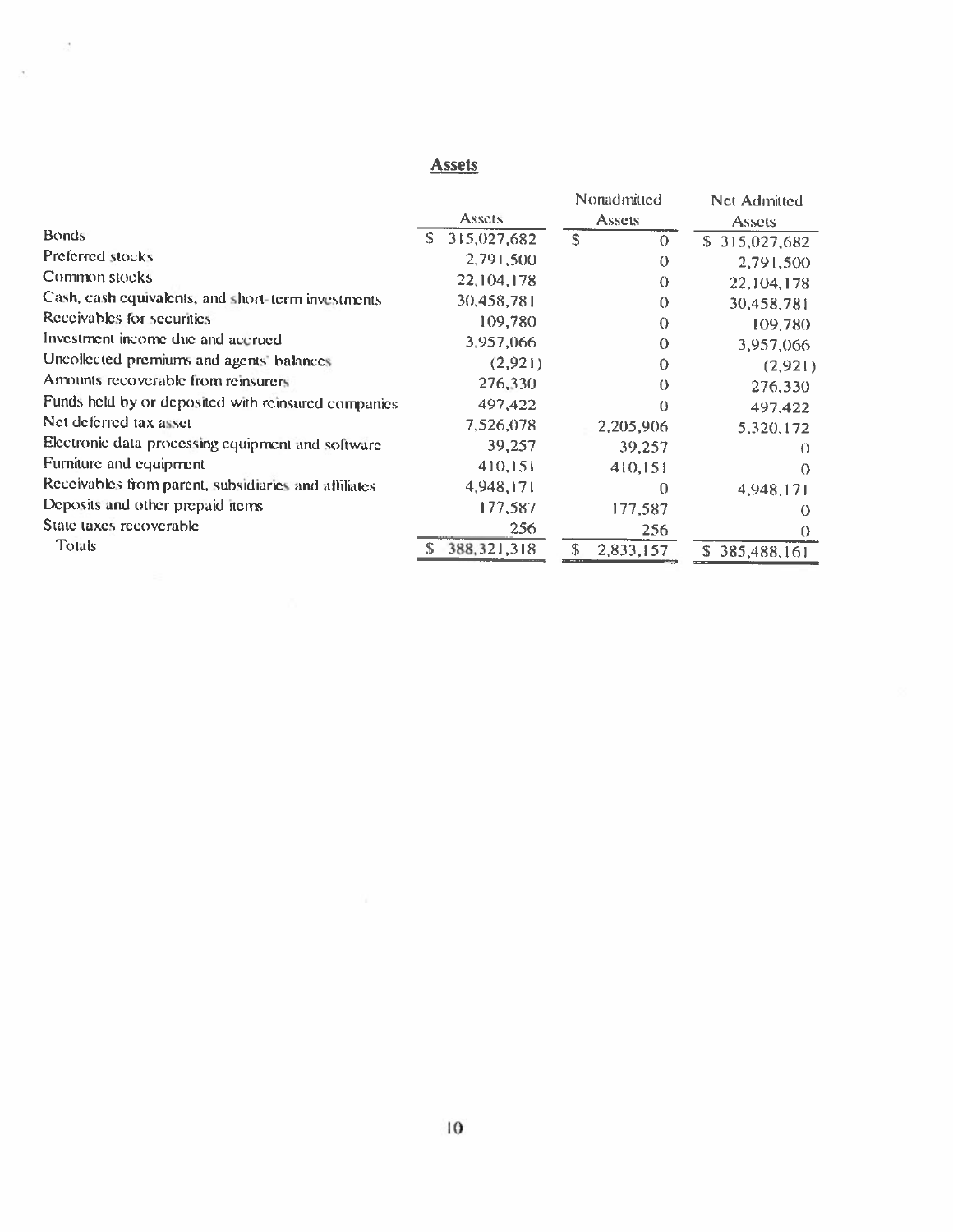## Assets

| | Assets | Nonadmitted Assets | Net Admitted Assets |
|---|---|---|---|
| Bonds | $ 315,027,682 | $ 0 | $ 315,027,682 |
| Preferred stocks | 2,791,500 | 0 | 2,791,500 |
| Common stocks | 22,104,178 | 0 | 22,104,178 |
| Cash, cash equivalents, and short-term investments | 30,458,781 | 0 | 30,458,781 |
| Receivables for securities | 109,780 | 0 | 109,780 |
| Investment income due and accrued | 3,957,066 | 0 | 3,957,066 |
| Uncollected premiums and agents' balances | (2,921) | 0 | (2,921) |
| Amounts recoverable from reinsurers | 276,330 | 0 | 276,330 |
| Funds held by or deposited with reinsured companies | 497,422 | 0 | 497,422 |
| Net deferred tax asset | 7,526,078 | 2,205,906 | 5,320,172 |
| Electronic data processing equipment and software | 39,257 | 39,257 | 0 |
| Furniture and equipment | 410,151 | 410,151 | 0 |
| Receivables from parent, subsidiaries and affiliates | 4,948,171 | 0 | 4,948,171 |
| Deposits and other prepaid items | 177,587 | 177,587 | 0 |
| State taxes recoverable | 256 | 256 | 0 |
| Totals | $ 388,321,318 | $ 2,833,157 | $ 385,488,161 |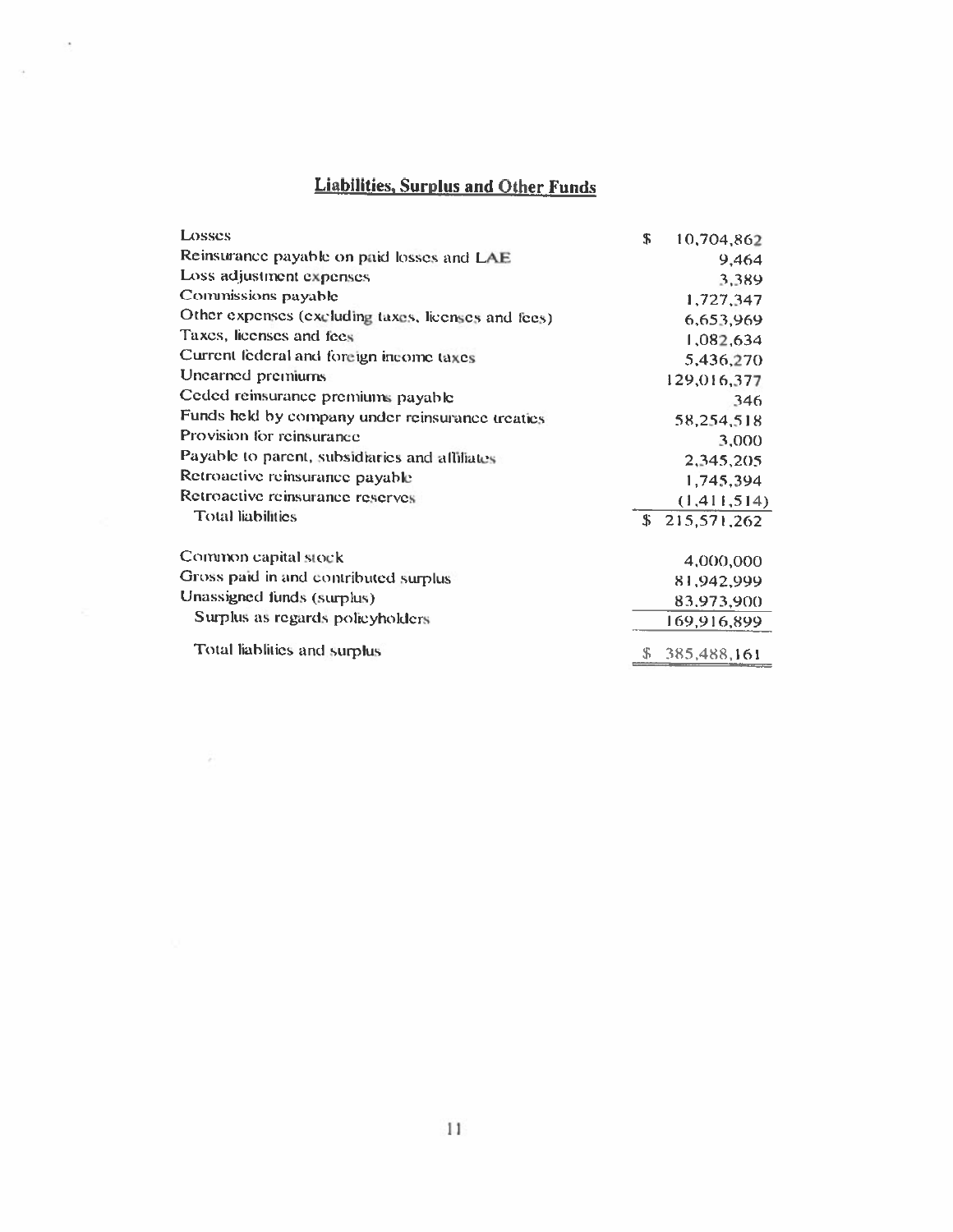## Liabilities, Surplus and Other Funds

| | |
|---|---|
| Losses | $ 10,704,862 |
| Reinsurance payable on paid losses and LAE | 9,464 |
| Loss adjustment expenses | 3,389 |
| Commissions payable | 1,727,347 |
| Other expenses (excluding taxes, licenses and fees) | 6,653,969 |
| Taxes, licenses and fees | 1,082,634 |
| Current federal and foreign income taxes | 5,436,270 |
| Unearned premiums | 129,016,377 |
| Ceded reinsurance premiums payable | 346 |
| Funds held by company under reinsurance treaties | 58,254,518 |
| Provision for reinsurance | 3,000 |
| Payable to parent, subsidiaries and affiliates | 2,345,205 |
| Retroactive reinsurance payable | 1,745,394 |
| Retroactive reinsurance reserves | (1,411,514) |
| Total liabilities | $ 215,571,262 |
| | |
| Common capital stock | 4,000,000 |
| Gross paid in and contributed surplus | 81,942,999 |
| Unassigned funds (surplus) | 83,973,900 |
| Surplus as regards policyholders | 169,916,899 |
| | |
| Total liablities and surplus | $ 385,488,161 |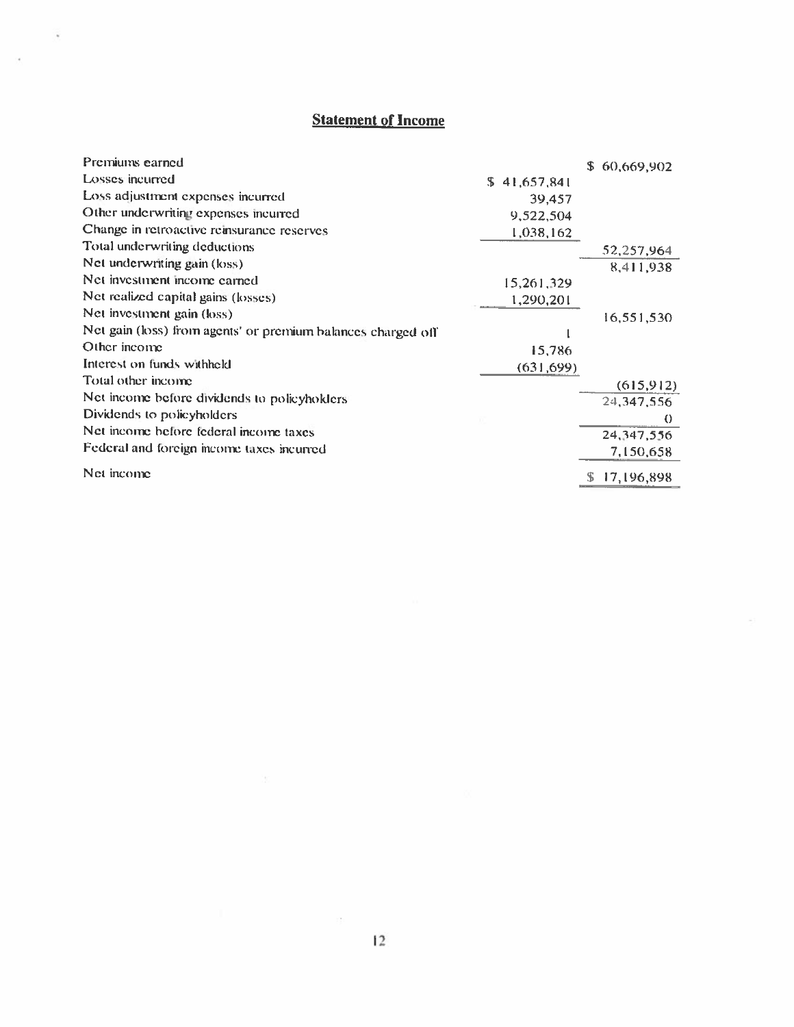## Statement of Income

| | | |
|---|---|---|
| Premiums earned | | $ 60,669,902 |
| Losses incurred | $ 41,657,841 | |
| Loss adjustment expenses incurred | 39,457 | |
| Other underwriting expenses incurred | 9,522,504 | |
| Change in retroactive reinsurance reserves | 1,038,162 | |
| Total underwriting deductions | | 52,257,964 |
| Net underwriting gain (loss) | | 8,411,938 |
| Net investment income earned | 15,261,329 | |
| Net realized capital gains (losses) | 1,290,201 | |
| Net investment gain (loss) | | 16,551,530 |
| Net gain (loss) from agents' or premium balances charged off | 1 | |
| Other income | 15,786 | |
| Interest on funds withheld | (631,699) | |
| Total other income | | (615,912) |
| Net income before dividends to policyholders | | 24,347,556 |
| Dividends to policyholders | | 0 |
| Net income before federal income taxes | | 24,347,556 |
| Federal and foreign income taxes incurred | | 7,150,658 |
| Net income | | $ 17,196,898 |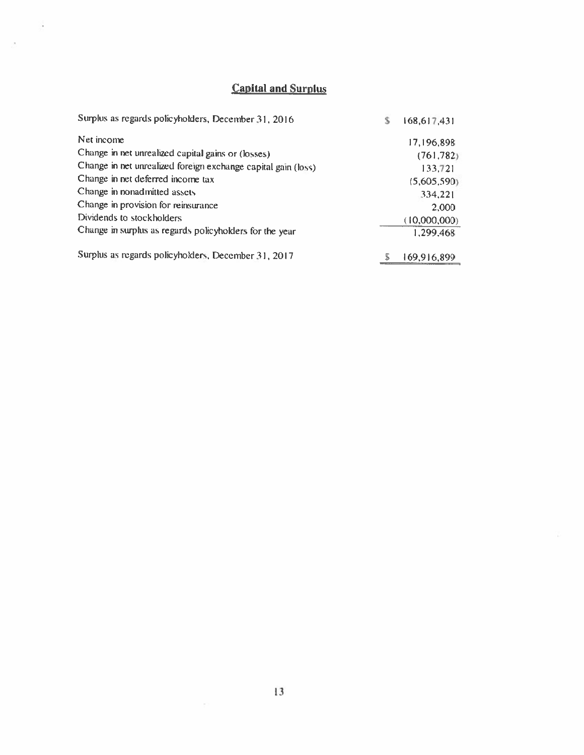## Capital and Surplus

| | |
|---|---|
| Surplus as regards policyholders, December 31, 2016 | $ 168,617,431 |
| Net income | 17,196,898 |
| Change in net unrealized capital gains or (losses) | (761,782) |
| Change in net unrealized foreign exchange capital gain (loss) | 133,721 |
| Change in net deferred income tax | (5,605,590) |
| Change in nonadmitted assets | 334,221 |
| Change in provision for reinsurance | 2,000 |
| Dividends to stockholders | (10,000,000) |
| Change in surplus as regards policyholders for the year | 1,299,468 |
| Surplus as regards policyholders, December 31, 2017 | $ 169,916,899 |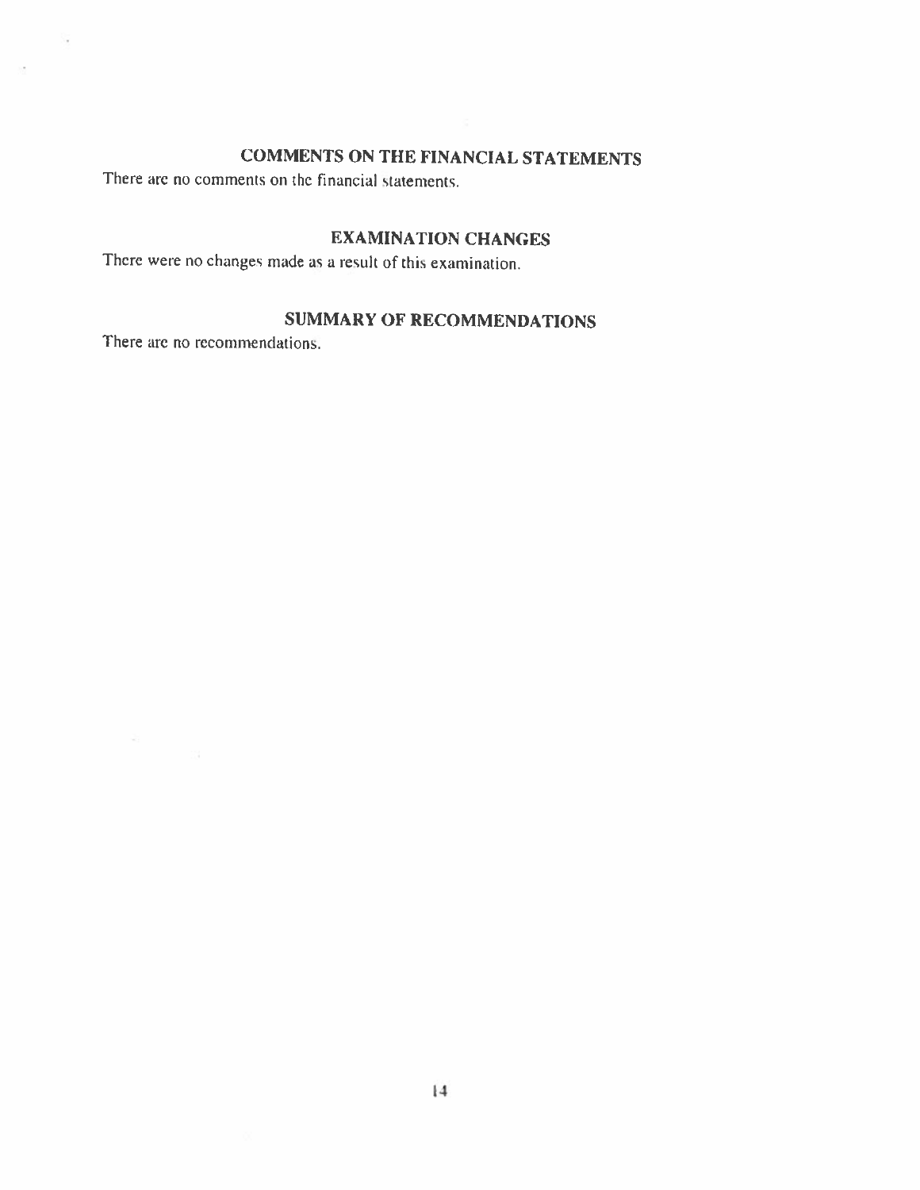## COMMENTS ON THE FINANCIAL STATEMENTS

There are no comments on the financial statements.

## EXAMINATION CHANGES

There were no changes made as a result of this examination.

## SUMMARY OF RECOMMENDATIONS

There are no recommendations.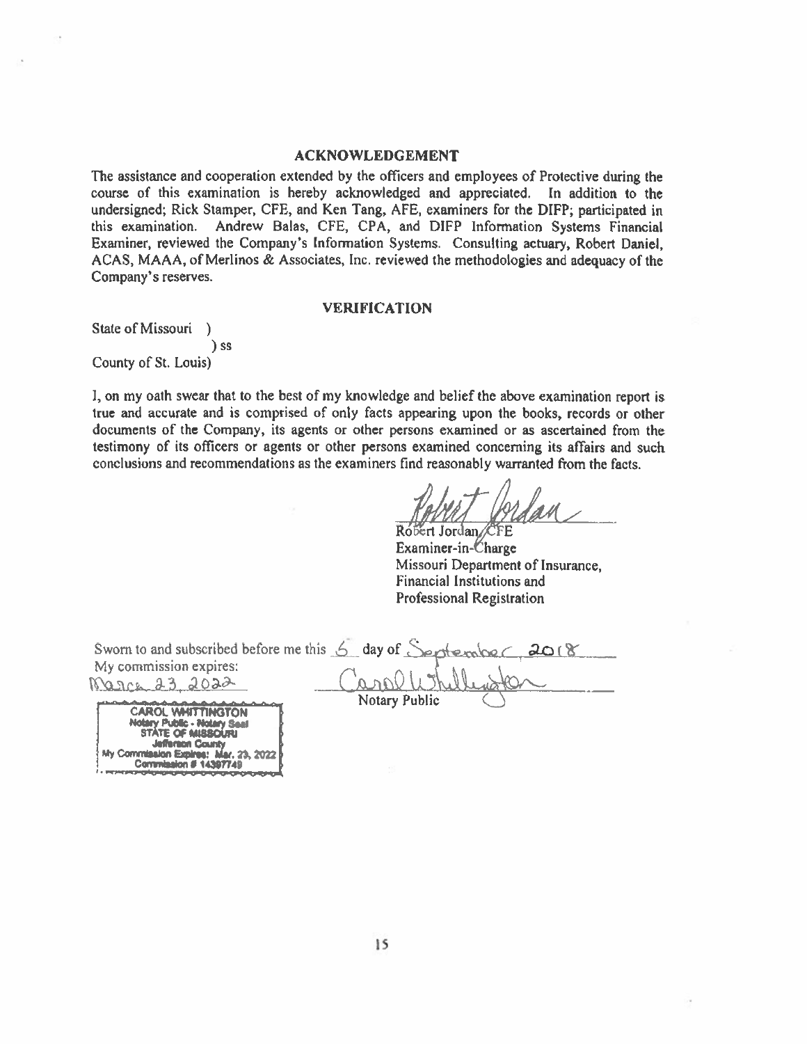## ACKNOWLEDGEMENT

The assistance and cooperation extended by the officers and employees of Protective during the course of this examination is hereby acknowledged and appreciated. In addition to the undersigned; Rick Stamper, CFE, and Ken Tang, AFE, examiners for the DIFP; participated in this examination. Andrew Balas, CFE, CPA, and DIFP Information Systems Financial Examiner, reviewed the Company's Information Systems. Consulting actuary, Robert Daniel, ACAS, MAAA, of Merlinos & Associates, Inc. reviewed the methodologies and adequacy of the Company's reserves.

## VERIFICATION

State of Missouri )
) ss
County of St. Louis)

I, on my oath swear that to the best of my knowledge and belief the above examination report is true and accurate and is comprised of only facts appearing upon the books, records or other documents of the Company, its agents or other persons examined or as ascertained from the testimony of its officers or agents or other persons examined concerning its affairs and such conclusions and recommendations as the examiners find reasonably warranted from the facts.

Robert Jordan, CFE
Examiner-in-Charge
Missouri Department of Insurance,
Financial Institutions and
Professional Registration

Sworn to and subscribed before me this 6 day of September, 2018

My commission expires:
March 23, 2022

Notary Public

CAROL WHITTINGTON
Notary Public - Notary Seal
STATE OF MISSOURI
Jefferson County
My Commission Expires: Mar. 23, 2022
Commission # 14397749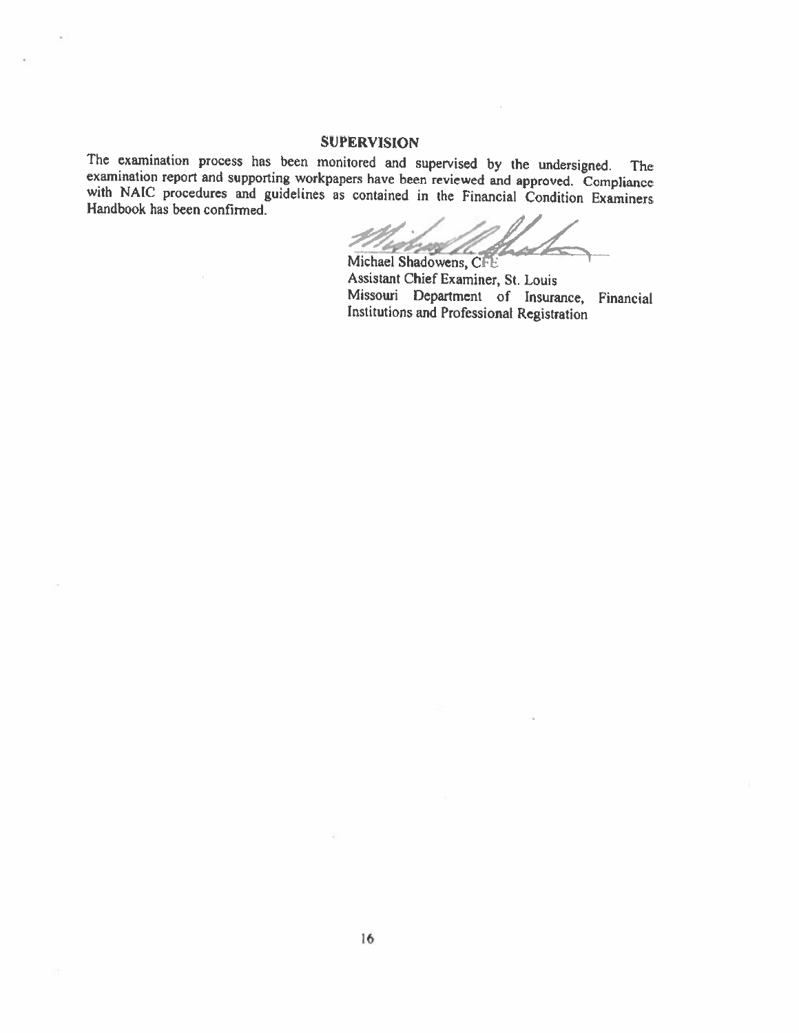## SUPERVISION

The examination process has been monitored and supervised by the undersigned. The examination report and supporting workpapers have been reviewed and approved. Compliance with NAIC procedures and guidelines as contained in the Financial Condition Examiners Handbook has been confirmed.

Michael Shadowens, CFE
Assistant Chief Examiner, St. Louis
Missouri Department of Insurance, Financial Institutions and Professional Registration